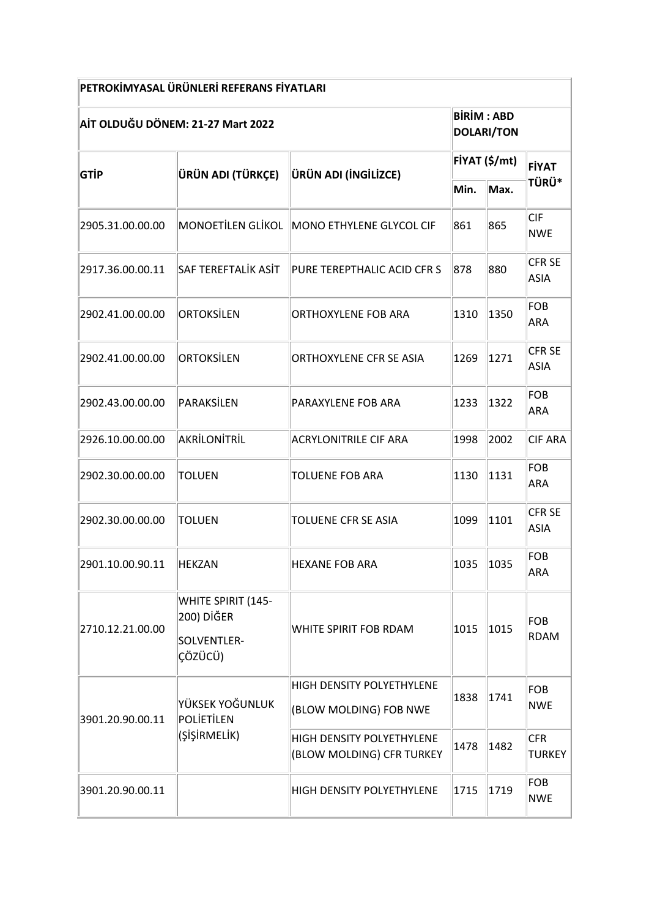| PETROKİMYASAL ÜRÜNLERİ REFERANS FİYATLARI | | | | | |
|---|---|---|---|---|---|
| **AİT OLDUĞU DÖNEM: 21-27 Mart 2022** | | | **BİRİM : ABD DOLARI/TON** | | |
| **GTİP** | **ÜRÜN ADI (TÜRKÇE)** | **ÜRÜN ADI (İNGİLİZCE)** | **FİYAT ($/mt)** | | **FİYAT TÜRÜ*** |
| | | | **Min.** | **Max.** | |
| 2905.31.00.00.00 | MONOETİLEN GLİKOL | MONO ETHYLENE GLYCOL CIF | 861 | 865 | CIF NWE |
| 2917.36.00.00.11 | SAF TEREFTALİK ASİT | PURE TEREPTHALIC ACID CFR S | 878 | 880 | CFR SE ASIA |
| 2902.41.00.00.00 | ORTOKSİLEN | ORTHOXYLENE FOB ARA | 1310 | 1350 | FOB ARA |
| 2902.41.00.00.00 | ORTOKSİLEN | ORTHOXYLENE CFR SE ASIA | 1269 | 1271 | CFR SE ASIA |
| 2902.43.00.00.00 | PARAKSİLEN | PARAXYLENE FOB ARA | 1233 | 1322 | FOB ARA |
| 2926.10.00.00.00 | AKRİLONİTRİL | ACRYLONITRILE CIF ARA | 1998 | 2002 | CIF ARA |
| 2902.30.00.00.00 | TOLUEN | TOLUENE FOB ARA | 1130 | 1131 | FOB ARA |
| 2902.30.00.00.00 | TOLUEN | TOLUENE CFR SE ASIA | 1099 | 1101 | CFR SE ASIA |
| 2901.10.00.90.11 | HEKZAN | HEXANE FOB ARA | 1035 | 1035 | FOB ARA |
| 2710.12.21.00.00 | WHITE SPIRIT (145-200) DİĞER SOLVENTLER-ÇÖZÜCÜ) | WHITE SPIRIT FOB RDAM | 1015 | 1015 | FOB RDAM |
| 3901.20.90.00.11 | YÜKSEK YOĞUNLUK POLİETİLEN (ŞİŞİRMELİK) | HIGH DENSITY POLYETHYLENE (BLOW MOLDING) FOB NWE | 1838 | 1741 | FOB NWE |
| | | HIGH DENSITY POLYETHYLENE (BLOW MOLDING) CFR TURKEY | 1478 | 1482 | CFR TURKEY |
| 3901.20.90.00.11 | | HIGH DENSITY POLYETHYLENE | 1715 | 1719 | FOB NWE |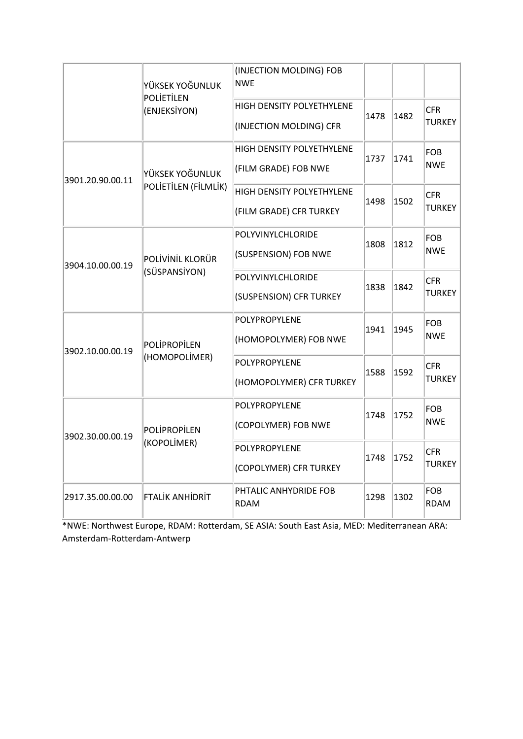| | | | | | |
|---|---|---|---|---|---|
| | YÜKSEK YOĞUNLUK POLİETİLEN (ENJEKSİYON) | (INJECTION MOLDING) FOB NWE | | | |
| | | HIGH DENSITY POLYETHYLENE (INJECTION MOLDING) CFR | 1478 | 1482 | CFR TURKEY |
| 3901.20.90.00.11 | YÜKSEK YOĞUNLUK POLİETİLEN (FİLMLİK) | HIGH DENSITY POLYETHYLENE (FILM GRADE) FOB NWE | 1737 | 1741 | FOB NWE |
| | | HIGH DENSITY POLYETHYLENE (FILM GRADE) CFR TURKEY | 1498 | 1502 | CFR TURKEY |
| 3904.10.00.00.19 | POLİVİNİL KLORÜR (SÜSPANSİYON) | POLYVINYLCHLORIDE (SUSPENSION) FOB NWE | 1808 | 1812 | FOB NWE |
| | | POLYVINYLCHLORIDE (SUSPENSION) CFR TURKEY | 1838 | 1842 | CFR TURKEY |
| 3902.10.00.00.19 | POLİPROPİLEN (HOMOPOLİMER) | POLYPROPYLENE (HOMOPOLYMER) FOB NWE | 1941 | 1945 | FOB NWE |
| | | POLYPROPYLENE (HOMOPOLYMER) CFR TURKEY | 1588 | 1592 | CFR TURKEY |
| 3902.30.00.00.19 | POLİPROPİLEN (KOPOLİMER) | POLYPROPYLENE (COPOLYMER) FOB NWE | 1748 | 1752 | FOB NWE |
| | | POLYPROPYLENE (COPOLYMER) CFR TURKEY | 1748 | 1752 | CFR TURKEY |
| 2917.35.00.00.00 | FTALİK ANHİDRİT | PHTALIC ANHYDRIDE FOB RDAM | 1298 | 1302 | FOB RDAM |

*NWE: Northwest Europe, RDAM: Rotterdam, SE ASIA: South East Asia, MED: Mediterranean ARA: Amsterdam-Rotterdam-Antwerp